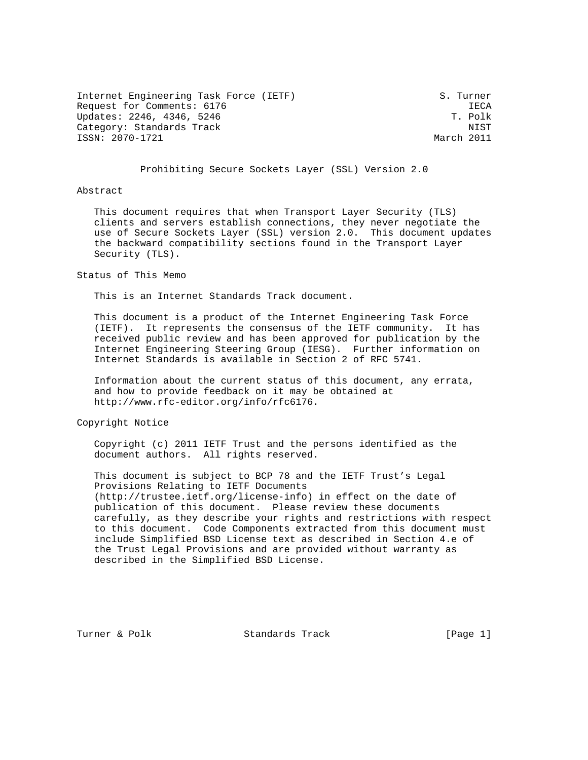Internet Engineering Task Force (IETF) S. Turner
Request for Comments: 6176 IECA
Updates: 2246, 4346, 5246 T. Polk
Category: Standards Track NIST
ISSN: 2070-1721 March 2011

# Prohibiting Secure Sockets Layer (SSL) Version 2.0

## Abstract

This document requires that when Transport Layer Security (TLS) clients and servers establish connections, they never negotiate the use of Secure Sockets Layer (SSL) version 2.0. This document updates the backward compatibility sections found in the Transport Layer Security (TLS).

## Status of This Memo

This is an Internet Standards Track document.

This document is a product of the Internet Engineering Task Force (IETF). It represents the consensus of the IETF community. It has received public review and has been approved for publication by the Internet Engineering Steering Group (IESG). Further information on Internet Standards is available in Section 2 of RFC 5741.

Information about the current status of this document, any errata, and how to provide feedback on it may be obtained at http://www.rfc-editor.org/info/rfc6176.

## Copyright Notice

Copyright (c) 2011 IETF Trust and the persons identified as the document authors. All rights reserved.

This document is subject to BCP 78 and the IETF Trust's Legal Provisions Relating to IETF Documents (http://trustee.ietf.org/license-info) in effect on the date of publication of this document. Please review these documents carefully, as they describe your rights and restrictions with respect to this document. Code Components extracted from this document must include Simplified BSD License text as described in Section 4.e of the Trust Legal Provisions and are provided without warranty as described in the Simplified BSD License.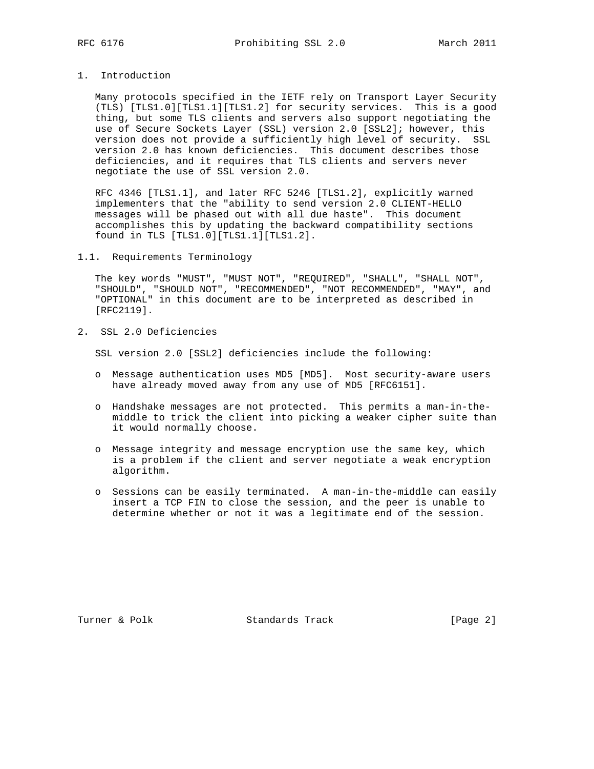## 1. Introduction

Many protocols specified in the IETF rely on Transport Layer Security (TLS) [TLS1.0][TLS1.1][TLS1.2] for security services. This is a good thing, but some TLS clients and servers also support negotiating the use of Secure Sockets Layer (SSL) version 2.0 [SSL2]; however, this version does not provide a sufficiently high level of security. SSL version 2.0 has known deficiencies. This document describes those deficiencies, and it requires that TLS clients and servers never negotiate the use of SSL version 2.0.

RFC 4346 [TLS1.1], and later RFC 5246 [TLS1.2], explicitly warned implementers that the "ability to send version 2.0 CLIENT-HELLO messages will be phased out with all due haste". This document accomplishes this by updating the backward compatibility sections found in TLS [TLS1.0][TLS1.1][TLS1.2].

### 1.1. Requirements Terminology

The key words "MUST", "MUST NOT", "REQUIRED", "SHALL", "SHALL NOT", "SHOULD", "SHOULD NOT", "RECOMMENDED", "NOT RECOMMENDED", "MAY", and "OPTIONAL" in this document are to be interpreted as described in [RFC2119].

## 2. SSL 2.0 Deficiencies

SSL version 2.0 [SSL2] deficiencies include the following:

- Message authentication uses MD5 [MD5]. Most security-aware users have already moved away from any use of MD5 [RFC6151].
- Handshake messages are not protected. This permits a man-in-the-middle to trick the client into picking a weaker cipher suite than it would normally choose.
- Message integrity and message encryption use the same key, which is a problem if the client and server negotiate a weak encryption algorithm.
- Sessions can be easily terminated. A man-in-the-middle can easily insert a TCP FIN to close the session, and the peer is unable to determine whether or not it was a legitimate end of the session.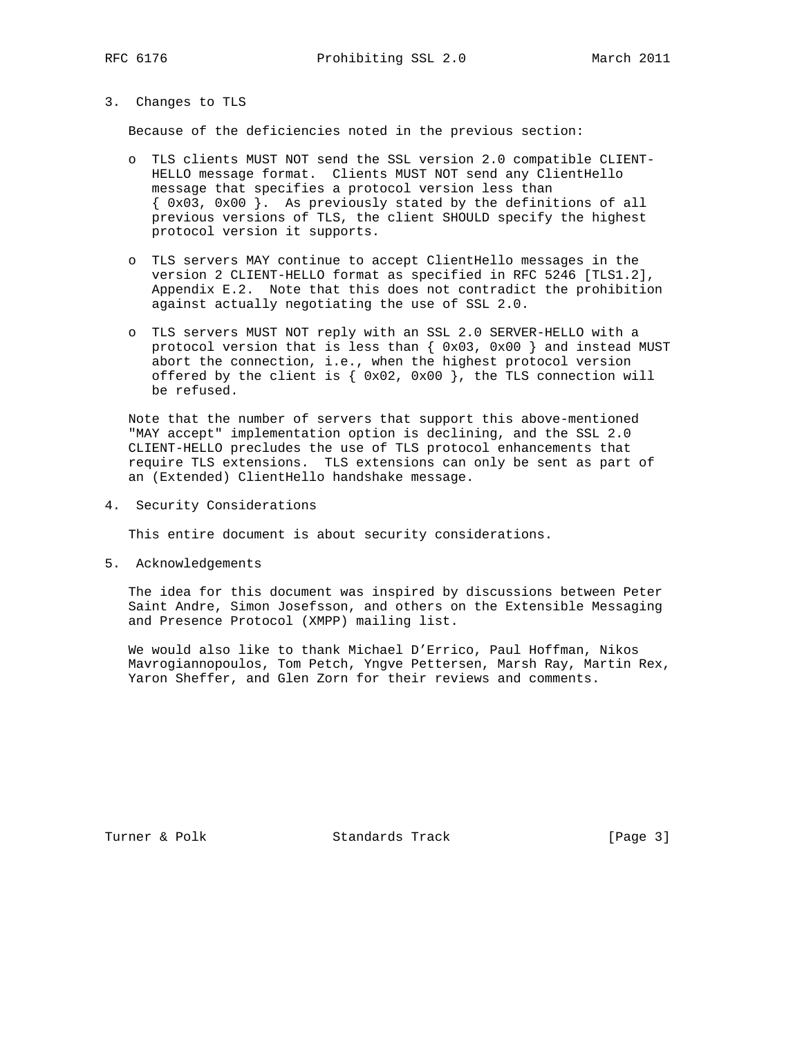## 3. Changes to TLS

Because of the deficiencies noted in the previous section:

- TLS clients MUST NOT send the SSL version 2.0 compatible CLIENT-HELLO message format. Clients MUST NOT send any ClientHello message that specifies a protocol version less than { 0x03, 0x00 }. As previously stated by the definitions of all previous versions of TLS, the client SHOULD specify the highest protocol version it supports.

- TLS servers MAY continue to accept ClientHello messages in the version 2 CLIENT-HELLO format as specified in RFC 5246 [TLS1.2], Appendix E.2. Note that this does not contradict the prohibition against actually negotiating the use of SSL 2.0.

- TLS servers MUST NOT reply with an SSL 2.0 SERVER-HELLO with a protocol version that is less than { 0x03, 0x00 } and instead MUST abort the connection, i.e., when the highest protocol version offered by the client is { 0x02, 0x00 }, the TLS connection will be refused.

Note that the number of servers that support this above-mentioned "MAY accept" implementation option is declining, and the SSL 2.0 CLIENT-HELLO precludes the use of TLS protocol enhancements that require TLS extensions. TLS extensions can only be sent as part of an (Extended) ClientHello handshake message.

## 4. Security Considerations

This entire document is about security considerations.

## 5. Acknowledgements

The idea for this document was inspired by discussions between Peter Saint Andre, Simon Josefsson, and others on the Extensible Messaging and Presence Protocol (XMPP) mailing list.

We would also like to thank Michael D'Errico, Paul Hoffman, Nikos Mavrogiannopoulos, Tom Petch, Yngve Pettersen, Marsh Ray, Martin Rex, Yaron Sheffer, and Glen Zorn for their reviews and comments.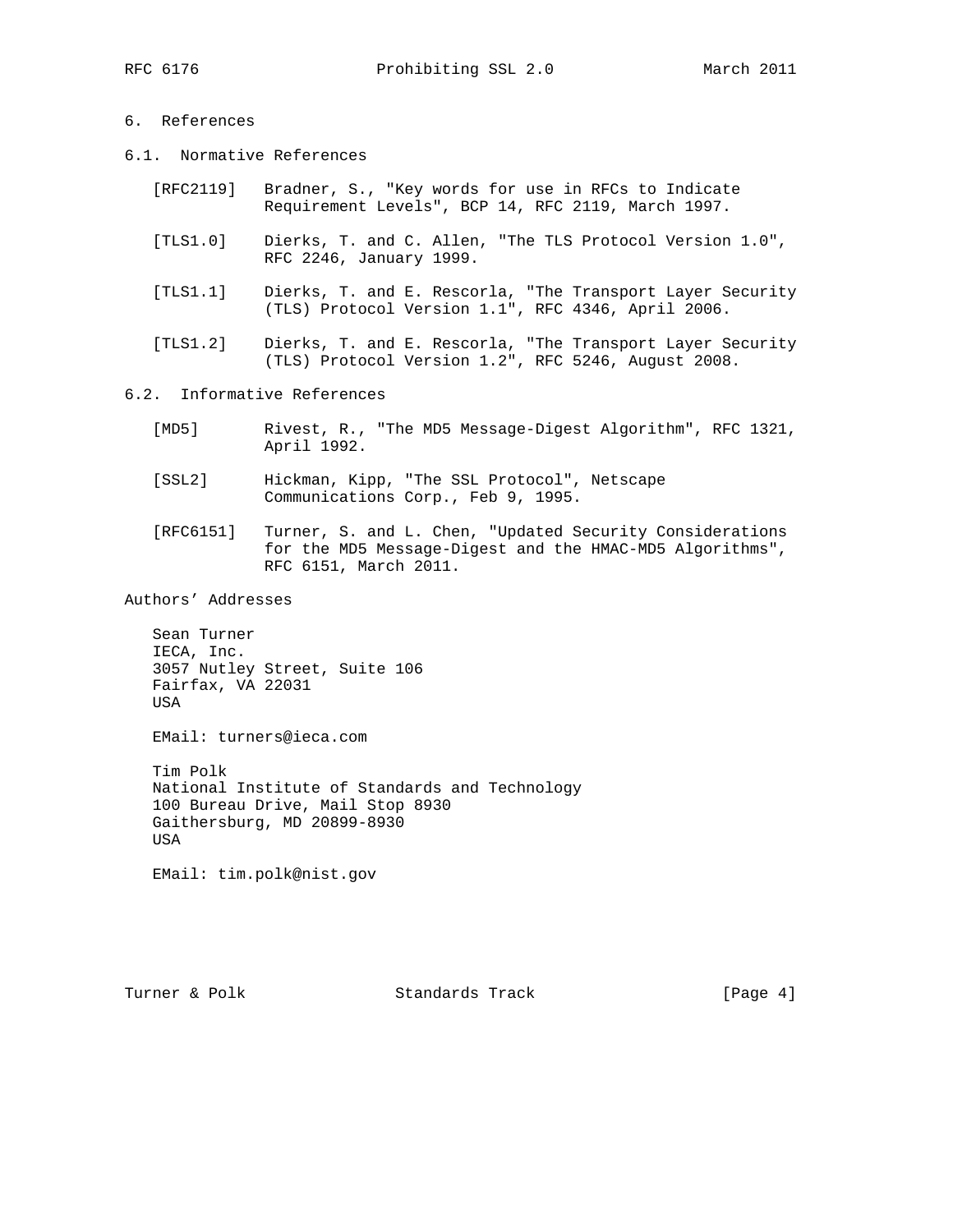## 6. References

### 6.1. Normative References

[RFC2119] Bradner, S., "Key words for use in RFCs to Indicate Requirement Levels", BCP 14, RFC 2119, March 1997.

[TLS1.0] Dierks, T. and C. Allen, "The TLS Protocol Version 1.0", RFC 2246, January 1999.

[TLS1.1] Dierks, T. and E. Rescorla, "The Transport Layer Security (TLS) Protocol Version 1.1", RFC 4346, April 2006.

[TLS1.2] Dierks, T. and E. Rescorla, "The Transport Layer Security (TLS) Protocol Version 1.2", RFC 5246, August 2008.

### 6.2. Informative References

[MD5] Rivest, R., "The MD5 Message-Digest Algorithm", RFC 1321, April 1992.

[SSL2] Hickman, Kipp, "The SSL Protocol", Netscape Communications Corp., Feb 9, 1995.

[RFC6151] Turner, S. and L. Chen, "Updated Security Considerations for the MD5 Message-Digest and the HMAC-MD5 Algorithms", RFC 6151, March 2011.

## Authors' Addresses

Sean Turner
IECA, Inc.
3057 Nutley Street, Suite 106
Fairfax, VA 22031
USA

EMail: turners@ieca.com

Tim Polk
National Institute of Standards and Technology
100 Bureau Drive, Mail Stop 8930
Gaithersburg, MD 20899-8930
USA

EMail: tim.polk@nist.gov